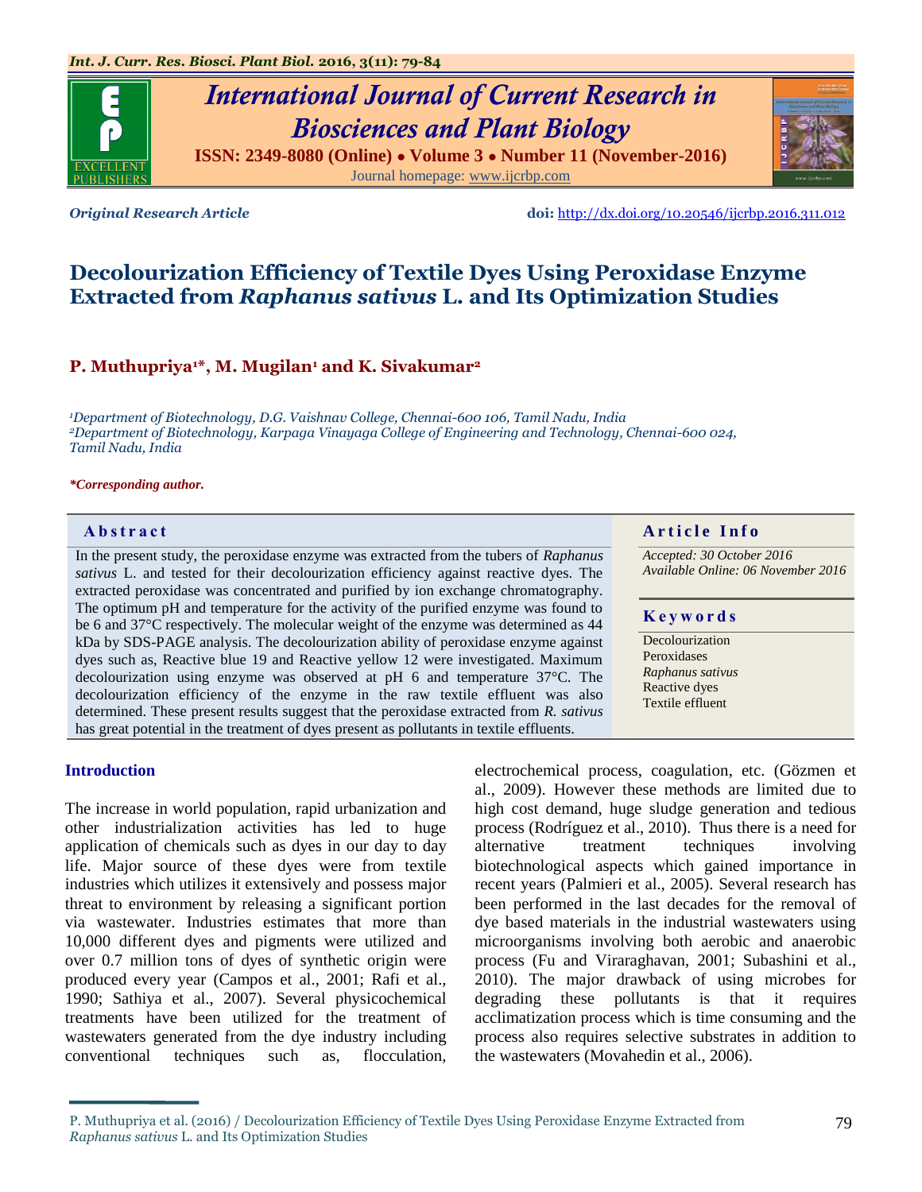Original Research Article

doi: http://dx.doi.org/10.20546/ijcrbp.2016.311.012

# Decolourization Efficiency of Textile Dyes Using Peroxidase Enzyme Extracted from *Raphanus sativus* L. and Its Optimization Studies

**P. Muthupriya[1]*, M. Mugilan[1] and K. Sivakumar[2]**

[1]Department of Biotechnology, D.G. Vaishnav College, Chennai-600 106, Tamil Nadu, India
[2]Department of Biotechnology, Karpaga Vinayaga College of Engineering and Technology, Chennai-600 024, Tamil Nadu, India

**\*Corresponding author.**

## Abstract

In the present study, the peroxidase enzyme was extracted from the tubers of *Raphanus sativus* L. and tested for their decolourization efficiency against reactive dyes. The extracted peroxidase was concentrated and purified by ion exchange chromatography. The optimum pH and temperature for the activity of the purified enzyme was found to be 6 and 37°C respectively. The molecular weight of the enzyme was determined as 44 kDa by SDS-PAGE analysis. The decolourization ability of peroxidase enzyme against dyes such as, Reactive blue 19 and Reactive yellow 12 were investigated. Maximum decolourization using enzyme was observed at pH 6 and temperature 37°C. The decolourization efficiency of the enzyme in the raw textile effluent was also determined. These present results suggest that the peroxidase extracted from *R. sativus* has great potential in the treatment of dyes present as pollutants in textile effluents.

## Article Info

*Accepted: 30 October 2016*
*Available Online: 06 November 2016*

## Keywords

Decolourization
Peroxidases
*Raphanus sativus*
Reactive dyes
Textile effluent

## Introduction

The increase in world population, rapid urbanization and other industrialization activities has led to huge application of chemicals such as dyes in our day to day life. Major source of these dyes were from textile industries which utilizes it extensively and possess major threat to environment by releasing a significant portion via wastewater. Industries estimates that more than 10,000 different dyes and pigments were utilized and over 0.7 million tons of dyes of synthetic origin were produced every year (Campos et al., 2001; Rafi et al., 1990; Sathiya et al., 2007). Several physicochemical treatments have been utilized for the treatment of wastewaters generated from the dye industry including conventional techniques such as, flocculation, electrochemical process, coagulation, etc. (Gözmen et al., 2009). However these methods are limited due to high cost demand, huge sludge generation and tedious process (Rodríguez et al., 2010). Thus there is a need for alternative treatment techniques involving biotechnological aspects which gained importance in recent years (Palmieri et al., 2005). Several research has been performed in the last decades for the removal of dye based materials in the industrial wastewaters using microorganisms involving both aerobic and anaerobic process (Fu and Viraraghavan, 2001; Subashini et al., 2010). The major drawback of using microbes for degrading these pollutants is that it requires acclimatization process which is time consuming and the process also requires selective substrates in addition to the wastewaters (Movahedin et al., 2006).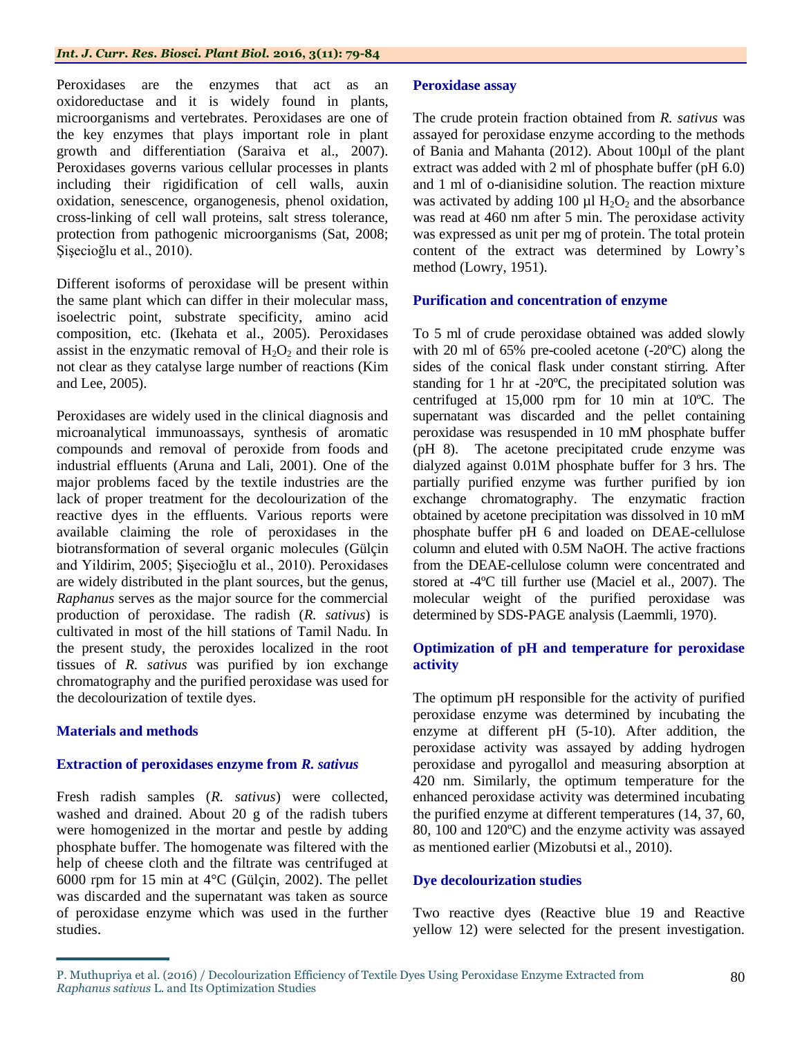Peroxidases are the enzymes that act as an oxidoreductase and it is widely found in plants, microorganisms and vertebrates. Peroxidases are one of the key enzymes that plays important role in plant growth and differentiation (Saraiva et al., 2007). Peroxidases governs various cellular processes in plants including their rigidification of cell walls, auxin oxidation, senescence, organogenesis, phenol oxidation, cross-linking of cell wall proteins, salt stress tolerance, protection from pathogenic microorganisms (Sat, 2008; Şişecioğlu et al., 2010).

Different isoforms of peroxidase will be present within the same plant which can differ in their molecular mass, isoelectric point, substrate specificity, amino acid composition, etc. (Ikehata et al., 2005). Peroxidases assist in the enzymatic removal of $H_2O_2$ and their role is not clear as they catalyse large number of reactions (Kim and Lee, 2005).

Peroxidases are widely used in the clinical diagnosis and microanalytical immunoassays, synthesis of aromatic compounds and removal of peroxide from foods and industrial effluents (Aruna and Lali, 2001). One of the major problems faced by the textile industries are the lack of proper treatment for the decolourization of the reactive dyes in the effluents. Various reports were available claiming the role of peroxidases in the biotransformation of several organic molecules (Gülçin and Yildirim, 2005; Şişecioğlu et al., 2010). Peroxidases are widely distributed in the plant sources, but the genus, *Raphanus* serves as the major source for the commercial production of peroxidase. The radish (*R. sativus*) is cultivated in most of the hill stations of Tamil Nadu. In the present study, the peroxides localized in the root tissues of *R. sativus* was purified by ion exchange chromatography and the purified peroxidase was used for the decolourization of textile dyes.

## Materials and methods

### Extraction of peroxidases enzyme from *R. sativus*

Fresh radish samples (*R. sativus*) were collected, washed and drained. About 20 g of the radish tubers were homogenized in the mortar and pestle by adding phosphate buffer. The homogenate was filtered with the help of cheese cloth and the filtrate was centrifuged at 6000 rpm for 15 min at 4°C (Gülçin, 2002). The pellet was discarded and the supernatant was taken as source of peroxidase enzyme which was used in the further studies.

### Peroxidase assay

The crude protein fraction obtained from *R. sativus* was assayed for peroxidase enzyme according to the methods of Bania and Mahanta (2012). About 100µl of the plant extract was added with 2 ml of phosphate buffer (pH 6.0) and 1 ml of o-dianisidine solution. The reaction mixture was activated by adding 100 µl $H_2O_2$ and the absorbance was read at 460 nm after 5 min. The peroxidase activity was expressed as unit per mg of protein. The total protein content of the extract was determined by Lowry's method (Lowry, 1951).

### Purification and concentration of enzyme

To 5 ml of crude peroxidase obtained was added slowly with 20 ml of 65% pre-cooled acetone (-20ºC) along the sides of the conical flask under constant stirring. After standing for 1 hr at -20ºC, the precipitated solution was centrifuged at 15,000 rpm for 10 min at 10ºC. The supernatant was discarded and the pellet containing peroxidase was resuspended in 10 mM phosphate buffer (pH 8). The acetone precipitated crude enzyme was dialyzed against 0.01M phosphate buffer for 3 hrs. The partially purified enzyme was further purified by ion exchange chromatography. The enzymatic fraction obtained by acetone precipitation was dissolved in 10 mM phosphate buffer pH 6 and loaded on DEAE-cellulose column and eluted with 0.5M NaOH. The active fractions from the DEAE-cellulose column were concentrated and stored at -4ºC till further use (Maciel et al., 2007). The molecular weight of the purified peroxidase was determined by SDS-PAGE analysis (Laemmli, 1970).

### Optimization of pH and temperature for peroxidase activity

The optimum pH responsible for the activity of purified peroxidase enzyme was determined by incubating the enzyme at different pH (5-10). After addition, the peroxidase activity was assayed by adding hydrogen peroxidase and pyrogallol and measuring absorption at 420 nm. Similarly, the optimum temperature for the enhanced peroxidase activity was determined incubating the purified enzyme at different temperatures (14, 37, 60, 80, 100 and 120ºC) and the enzyme activity was assayed as mentioned earlier (Mizobutsi et al., 2010).

### Dye decolourization studies

Two reactive dyes (Reactive blue 19 and Reactive yellow 12) were selected for the present investigation.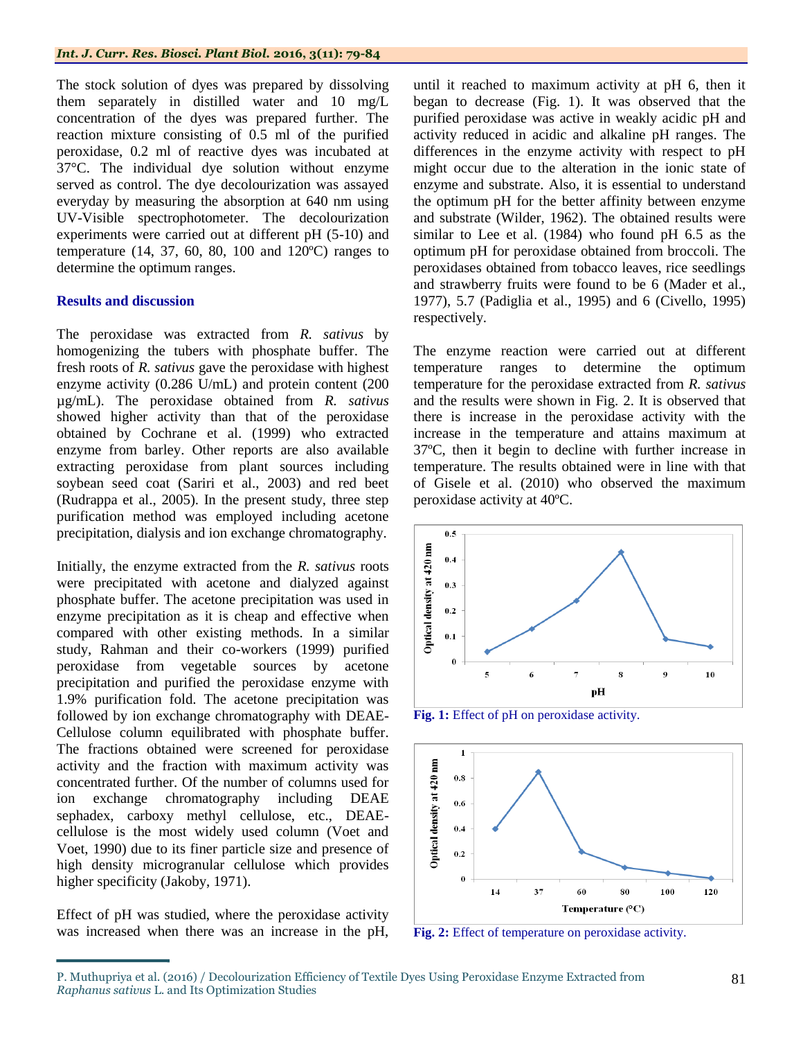The stock solution of dyes was prepared by dissolving them separately in distilled water and 10 mg/L concentration of the dyes was prepared further. The reaction mixture consisting of 0.5 ml of the purified peroxidase, 0.2 ml of reactive dyes was incubated at 37°C. The individual dye solution without enzyme served as control. The dye decolourization was assayed everyday by measuring the absorption at 640 nm using UV-Visible spectrophotometer. The decolourization experiments were carried out at different pH (5-10) and temperature (14, 37, 60, 80, 100 and 120ºC) ranges to determine the optimum ranges.

## Results and discussion

The peroxidase was extracted from *R. sativus* by homogenizing the tubers with phosphate buffer. The fresh roots of *R. sativus* gave the peroxidase with highest enzyme activity (0.286 U/mL) and protein content (200 µg/mL). The peroxidase obtained from *R. sativus* showed higher activity than that of the peroxidase obtained by Cochrane et al. (1999) who extracted enzyme from barley. Other reports are also available extracting peroxidase from plant sources including soybean seed coat (Sariri et al., 2003) and red beet (Rudrappa et al., 2005). In the present study, three step purification method was employed including acetone precipitation, dialysis and ion exchange chromatography.

Initially, the enzyme extracted from the *R. sativus* roots were precipitated with acetone and dialyzed against phosphate buffer. The acetone precipitation was used in enzyme precipitation as it is cheap and effective when compared with other existing methods. In a similar study, Rahman and their co-workers (1999) purified peroxidase from vegetable sources by acetone precipitation and purified the peroxidase enzyme with 1.9% purification fold. The acetone precipitation was followed by ion exchange chromatography with DEAE-Cellulose column equilibrated with phosphate buffer. The fractions obtained were screened for peroxidase activity and the fraction with maximum activity was concentrated further. Of the number of columns used for ion exchange chromatography including DEAE sephadex, carboxy methyl cellulose, etc., DEAE-cellulose is the most widely used column (Voet and Voet, 1990) due to its finer particle size and presence of high density microgranular cellulose which provides higher specificity (Jakoby, 1971).

Effect of pH was studied, where the peroxidase activity was increased when there was an increase in the pH, until it reached to maximum activity at pH 6, then it began to decrease (Fig. 1). It was observed that the purified peroxidase was active in weakly acidic pH and activity reduced in acidic and alkaline pH ranges. The differences in the enzyme activity with respect to pH might occur due to the alteration in the ionic state of enzyme and substrate. Also, it is essential to understand the optimum pH for the better affinity between enzyme and substrate (Wilder, 1962). The obtained results were similar to Lee et al. (1984) who found pH 6.5 as the optimum pH for peroxidase obtained from broccoli. The peroxidases obtained from tobacco leaves, rice seedlings and strawberry fruits were found to be 6 (Mader et al., 1977), 5.7 (Padiglia et al., 1995) and 6 (Civello, 1995) respectively.

The enzyme reaction were carried out at different temperature ranges to determine the optimum temperature for the peroxidase extracted from *R. sativus* and the results were shown in Fig. 2. It is observed that there is increase in the peroxidase activity with the increase in the temperature and attains maximum at 37ºC, then it begin to decline with further increase in temperature. The results obtained were in line with that of Gisele et al. (2010) who observed the maximum peroxidase activity at 40ºC.

**Fig. 1:** Effect of pH on peroxidase activity.

**Fig. 2:** Effect of temperature on peroxidase activity.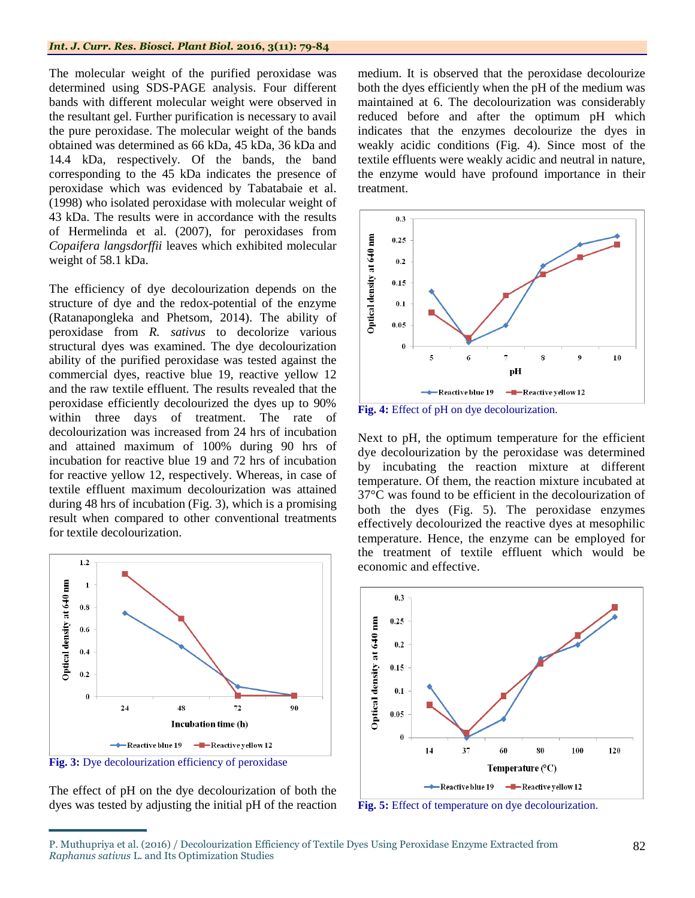The molecular weight of the purified peroxidase was determined using SDS-PAGE analysis. Four different bands with different molecular weight were observed in the resultant gel. Further purification is necessary to avail the pure peroxidase. The molecular weight of the bands obtained was determined as 66 kDa, 45 kDa, 36 kDa and 14.4 kDa, respectively. Of the bands, the band corresponding to the 45 kDa indicates the presence of peroxidase which was evidenced by Tabatabaie et al. (1998) who isolated peroxidase with molecular weight of 43 kDa. The results were in accordance with the results of Hermelinda et al. (2007), for peroxidases from *Copaifera langsdorffii* leaves which exhibited molecular weight of 58.1 kDa.

The efficiency of dye decolourization depends on the structure of dye and the redox-potential of the enzyme (Ratanapongleka and Phetsom, 2014). The ability of peroxidase from *R. sativus* to decolorize various structural dyes was examined. The dye decolourization ability of the purified peroxidase was tested against the commercial dyes, reactive blue 19, reactive yellow 12 and the raw textile effluent. The results revealed that the peroxidase efficiently decolourized the dyes up to 90% within three days of treatment. The rate of decolourization was increased from 24 hrs of incubation and attained maximum of 100% during 90 hrs of incubation for reactive blue 19 and 72 hrs of incubation for reactive yellow 12, respectively. Whereas, in case of textile effluent maximum decolourization was attained during 48 hrs of incubation (Fig. 3), which is a promising result when compared to other conventional treatments for textile decolourization.

**Fig. 3:** Dye decolourization efficiency of peroxidase

The effect of pH on the dye decolourization of both the dyes was tested by adjusting the initial pH of the reaction medium. It is observed that the peroxidase decolourize both the dyes efficiently when the pH of the medium was maintained at 6. The decolourization was considerably reduced before and after the optimum pH which indicates that the enzymes decolourize the dyes in weakly acidic conditions (Fig. 4). Since most of the textile effluents were weakly acidic and neutral in nature, the enzyme would have profound importance in their treatment.

**Fig. 4:** Effect of pH on dye decolourization.

Next to pH, the optimum temperature for the efficient dye decolourization by the peroxidase was determined by incubating the reaction mixture at different temperature. Of them, the reaction mixture incubated at 37°C was found to be efficient in the decolourization of both the dyes (Fig. 5). The peroxidase enzymes effectively decolourized the reactive dyes at mesophilic temperature. Hence, the enzyme can be employed for the treatment of textile effluent which would be economic and effective.

**Fig. 5:** Effect of temperature on dye decolourization.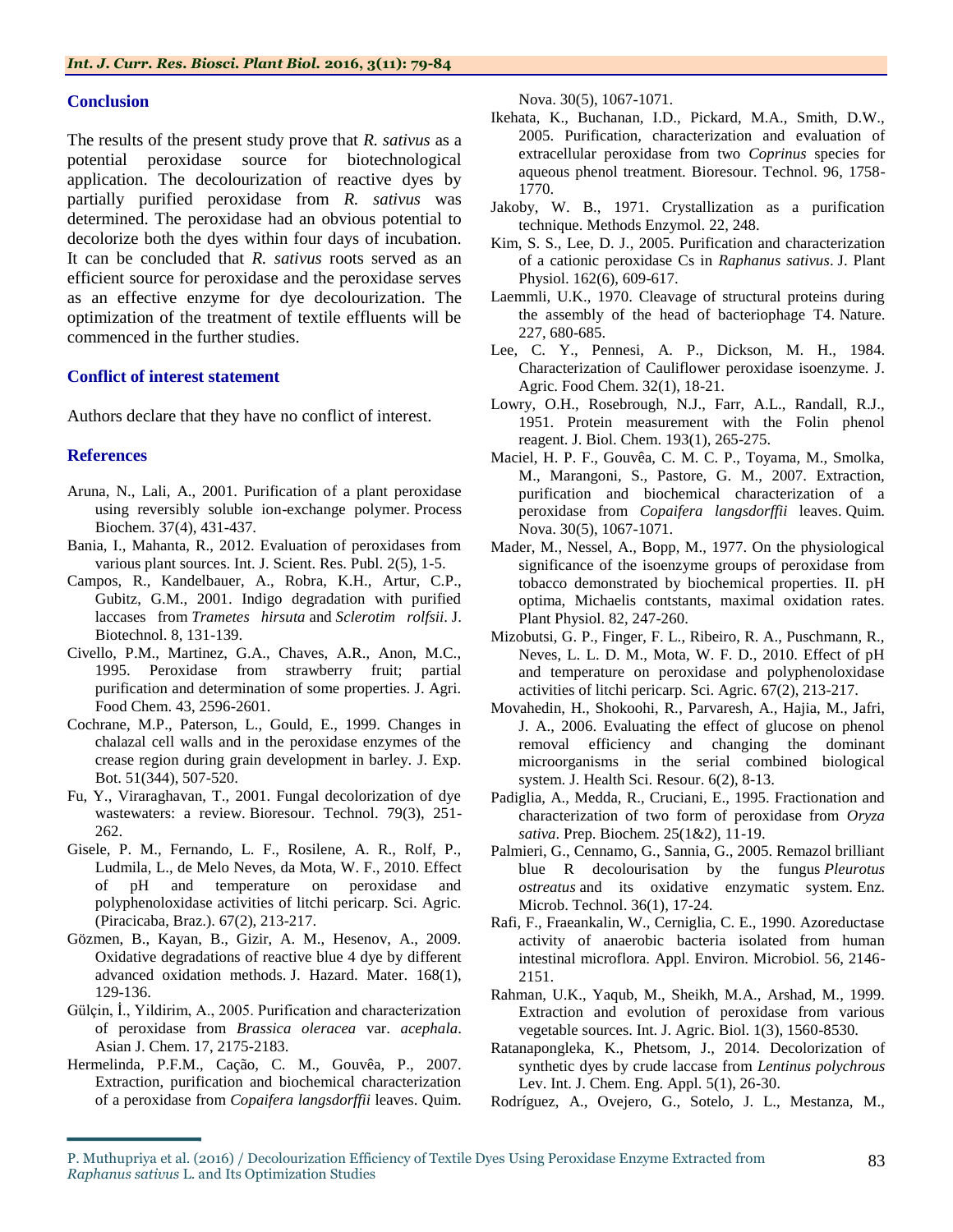## Conclusion

The results of the present study prove that *R. sativus* as a potential peroxidase source for biotechnological application. The decolourization of reactive dyes by partially purified peroxidase from *R. sativus* was determined. The peroxidase had an obvious potential to decolorize both the dyes within four days of incubation. It can be concluded that *R. sativus* roots served as an efficient source for peroxidase and the peroxidase serves as an effective enzyme for dye decolourization. The optimization of the treatment of textile effluents will be commenced in the further studies.

## Conflict of interest statement

Authors declare that they have no conflict of interest.

## References

Aruna, N., Lali, A., 2001. Purification of a plant peroxidase using reversibly soluble ion-exchange polymer. Process Biochem. 37(4), 431-437.

Bania, I., Mahanta, R., 2012. Evaluation of peroxidases from various plant sources. Int. J. Scient. Res. Publ. 2(5), 1-5.

Campos, R., Kandelbauer, A., Robra, K.H., Artur, C.P., Gubitz, G.M., 2001. Indigo degradation with purified laccases from *Trametes hirsuta* and *Sclerotim rolfsii*. J. Biotechnol. 8, 131-139.

Civello, P.M., Martinez, G.A., Chaves, A.R., Anon, M.C., 1995. Peroxidase from strawberry fruit; partial purification and determination of some properties. J. Agri. Food Chem. 43, 2596-2601.

Cochrane, M.P., Paterson, L., Gould, E., 1999. Changes in chalazal cell walls and in the peroxidase enzymes of the crease region during grain development in barley. J. Exp. Bot. 51(344), 507-520.

Fu, Y., Viraraghavan, T., 2001. Fungal decolorization of dye wastewaters: a review. Bioresour. Technol. 79(3), 251-262.

Gisele, P. M., Fernando, L. F., Rosilene, A. R., Rolf, P., Ludmila, L., de Melo Neves, da Mota, W. F., 2010. Effect of pH and temperature on peroxidase and polyphenoloxidase activities of litchi pericarp. Sci. Agric. (Piracicaba, Braz.). 67(2), 213-217.

Gözmen, B., Kayan, B., Gizir, A. M., Hesenov, A., 2009. Oxidative degradations of reactive blue 4 dye by different advanced oxidation methods. J. Hazard. Mater. 168(1), 129-136.

Gülçin, İ., Yildirim, A., 2005. Purification and characterization of peroxidase from *Brassica oleracea* var. *acephala*. Asian J. Chem. 17, 2175-2183.

Hermelinda, P.F.M., Cação, C. M., Gouvêa, P., 2007. Extraction, purification and biochemical characterization of a peroxidase from *Copaifera langsdorffii* leaves. Quim. Nova. 30(5), 1067-1071.

Ikehata, K., Buchanan, I.D., Pickard, M.A., Smith, D.W., 2005. Purification, characterization and evaluation of extracellular peroxidase from two *Coprinus* species for aqueous phenol treatment. Bioresour. Technol. 96, 1758-1770.

Jakoby, W. B., 1971. Crystallization as a purification technique. Methods Enzymol. 22, 248.

Kim, S. S., Lee, D. J., 2005. Purification and characterization of a cationic peroxidase Cs in *Raphanus sativus*. J. Plant Physiol. 162(6), 609-617.

Laemmli, U.K., 1970. Cleavage of structural proteins during the assembly of the head of bacteriophage T4. Nature. 227, 680-685.

Lee, C. Y., Pennesi, A. P., Dickson, M. H., 1984. Characterization of Cauliflower peroxidase isoenzyme. J. Agric. Food Chem. 32(1), 18-21.

Lowry, O.H., Rosebrough, N.J., Farr, A.L., Randall, R.J., 1951. Protein measurement with the Folin phenol reagent. J. Biol. Chem. 193(1), 265-275.

Maciel, H. P. F., Gouvêa, C. M. C. P., Toyama, M., Smolka, M., Marangoni, S., Pastore, G. M., 2007. Extraction, purification and biochemical characterization of a peroxidase from *Copaifera langsdorffii* leaves. Quim. Nova. 30(5), 1067-1071.

Mader, M., Nessel, A., Bopp, M., 1977. On the physiological significance of the isoenzyme groups of peroxidase from tobacco demonstrated by biochemical properties. II. pH optima, Michaelis contstants, maximal oxidation rates. Plant Physiol. 82, 247-260.

Mizobutsi, G. P., Finger, F. L., Ribeiro, R. A., Puschmann, R., Neves, L. L. D. M., Mota, W. F. D., 2010. Effect of pH and temperature on peroxidase and polyphenoloxidase activities of litchi pericarp. Sci. Agric. 67(2), 213-217.

Movahedin, H., Shokoohi, R., Parvaresh, A., Hajia, M., Jafri, J. A., 2006. Evaluating the effect of glucose on phenol removal efficiency and changing the dominant microorganisms in the serial combined biological system. J. Health Sci. Resour. 6(2), 8-13.

Padiglia, A., Medda, R., Cruciani, E., 1995. Fractionation and characterization of two form of peroxidase from *Oryza sativa*. Prep. Biochem. 25(1&2), 11-19.

Palmieri, G., Cennamo, G., Sannia, G., 2005. Remazol brilliant blue R decolourisation by the fungus *Pleurotus ostreatus* and its oxidative enzymatic system. Enz. Microb. Technol. 36(1), 17-24.

Rafi, F., Fraeankalin, W., Cerniglia, C. E., 1990. Azoreductase activity of anaerobic bacteria isolated from human intestinal microflora. Appl. Environ. Microbiol. 56, 2146-2151.

Rahman, U.K., Yaqub, M., Sheikh, M.A., Arshad, M., 1999. Extraction and evolution of peroxidase from various vegetable sources. Int. J. Agric. Biol. 1(3), 1560-8530.

Ratanapongleka, K., Phetsom, J., 2014. Decolorization of synthetic dyes by crude laccase from *Lentinus polychrous* Lev. Int. J. Chem. Eng. Appl. 5(1), 26-30.

Rodríguez, A., Ovejero, G., Sotelo, J. L., Mestanza, M.,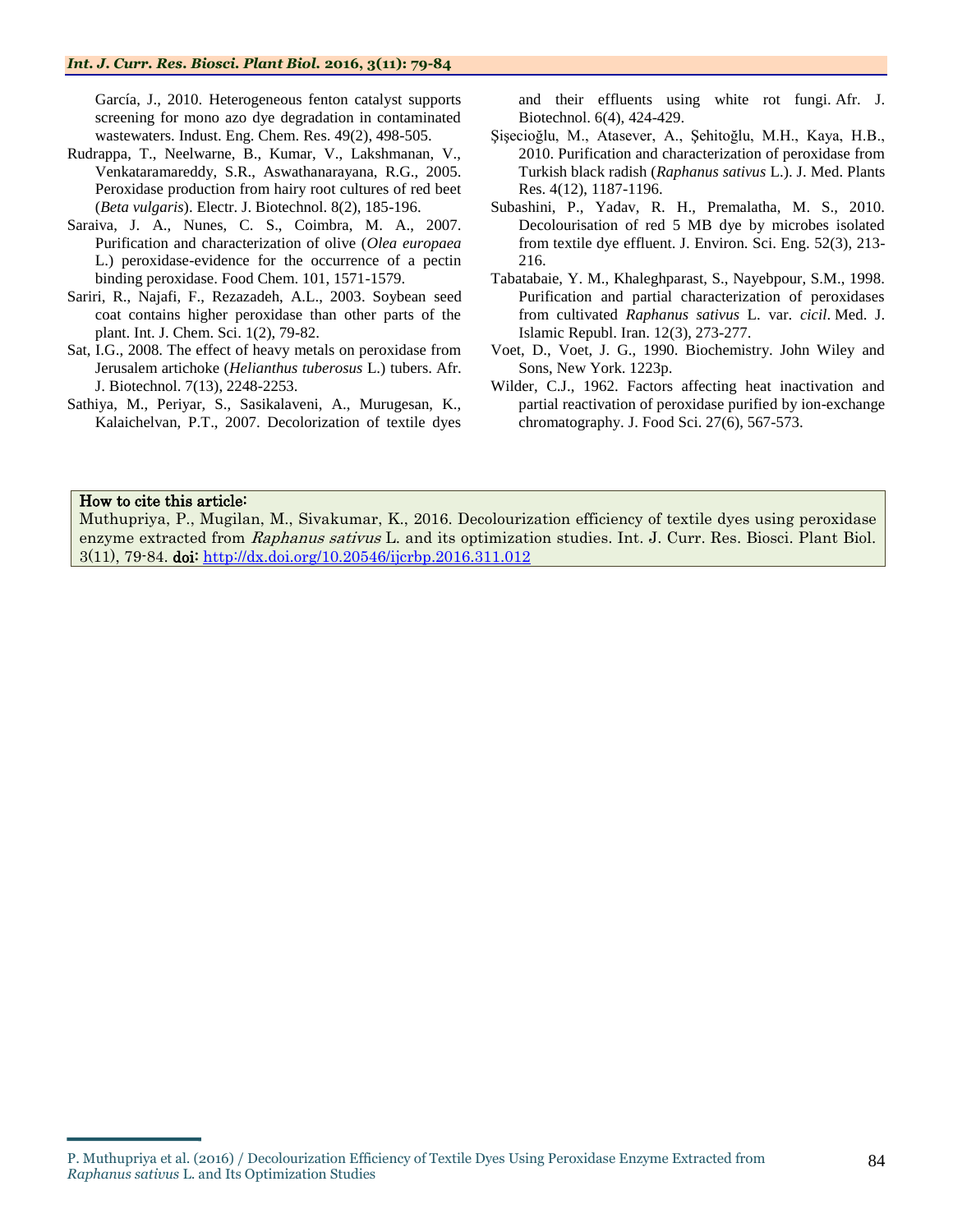García, J., 2010. Heterogeneous fenton catalyst supports screening for mono azo dye degradation in contaminated wastewaters. Indust. Eng. Chem. Res. 49(2), 498-505.

Rudrappa, T., Neelwarne, B., Kumar, V., Lakshmanan, V., Venkataramareddy, S.R., Aswathanarayana, R.G., 2005. Peroxidase production from hairy root cultures of red beet (*Beta vulgaris*). Electr. J. Biotechnol. 8(2), 185-196.

Saraiva, J. A., Nunes, C. S., Coimbra, M. A., 2007. Purification and characterization of olive (*Olea europaea* L.) peroxidase-evidence for the occurrence of a pectin binding peroxidase. Food Chem. 101, 1571-1579.

Sariri, R., Najafi, F., Rezazadeh, A.L., 2003. Soybean seed coat contains higher peroxidase than other parts of the plant. Int. J. Chem. Sci. 1(2), 79-82.

Sat, I.G., 2008. The effect of heavy metals on peroxidase from Jerusalem artichoke (*Helianthus tuberosus* L.) tubers. Afr. J. Biotechnol. 7(13), 2248-2253.

Sathiya, M., Periyar, S., Sasikalaveni, A., Murugesan, K., Kalaichelvan, P.T., 2007. Decolorization of textile dyes and their effluents using white rot fungi. Afr. J. Biotechnol. 6(4), 424-429.

Şişecioğlu, M., Atasever, A., Şehitoğlu, M.H., Kaya, H.B., 2010. Purification and characterization of peroxidase from Turkish black radish (*Raphanus sativus* L.). J. Med. Plants Res. 4(12), 1187-1196.

Subashini, P., Yadav, R. H., Premalatha, M. S., 2010. Decolourisation of red 5 MB dye by microbes isolated from textile dye effluent. J. Environ. Sci. Eng. 52(3), 213-216.

Tabatabaie, Y. M., Khaleghparast, S., Nayebpour, S.M., 1998. Purification and partial characterization of peroxidases from cultivated *Raphanus sativus* L. var. *cicil*. Med. J. Islamic Republ. Iran. 12(3), 273-277.

Voet, D., Voet, J. G., 1990. Biochemistry. John Wiley and Sons, New York. 1223p.

Wilder, C.J., 1962. Factors affecting heat inactivation and partial reactivation of peroxidase purified by ion-exchange chromatography. J. Food Sci. 27(6), 567-573.

**How to cite this article:**
Muthupriya, P., Mugilan, M., Sivakumar, K., 2016. Decolourization efficiency of textile dyes using peroxidase enzyme extracted from *Raphanus sativus* L. and its optimization studies. Int. J. Curr. Res. Biosci. Plant Biol. 3(11), 79-84. **doi:** http://dx.doi.org/10.20546/ijcrbp.2016.311.012